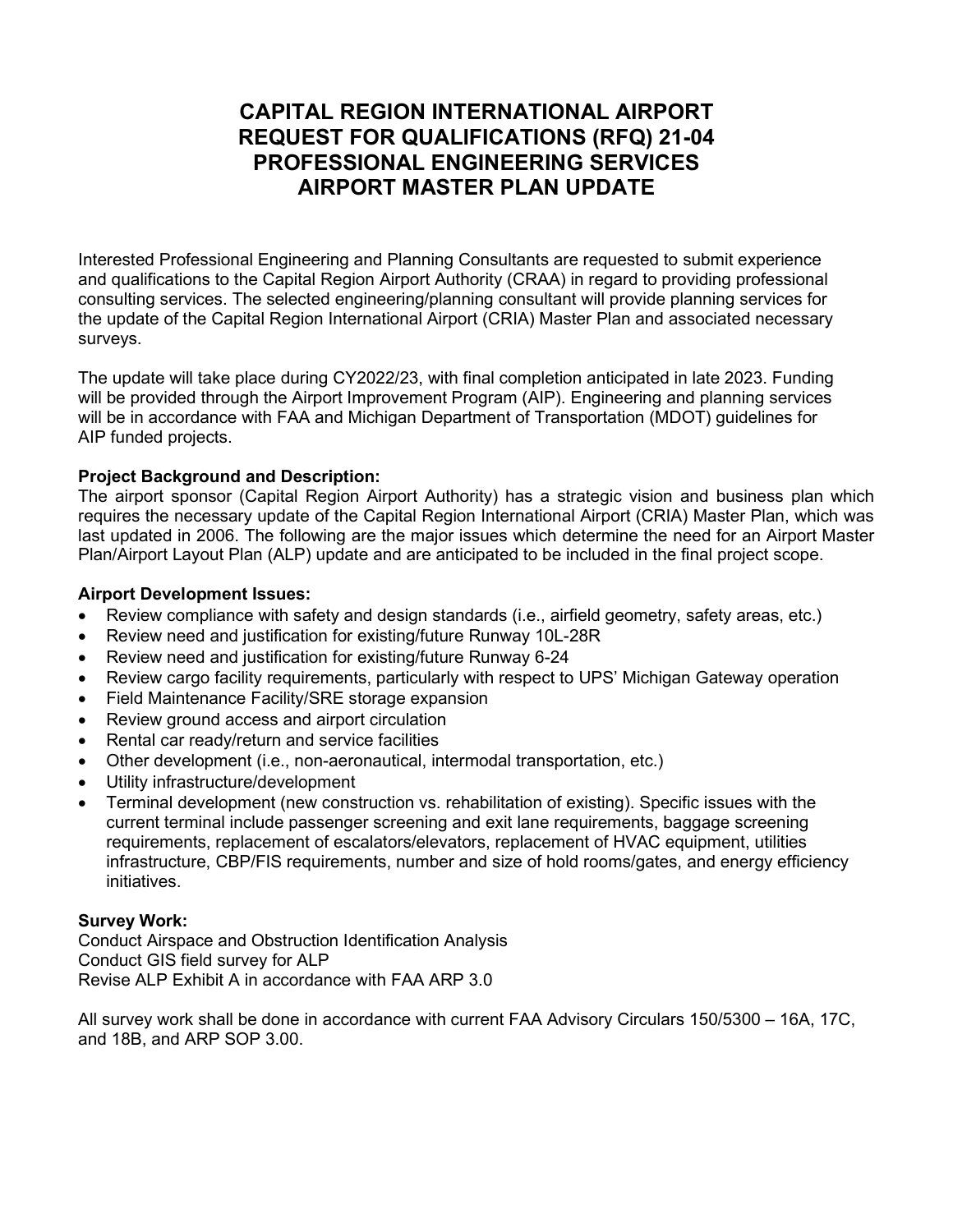# CAPITAL REGION INTERNATIONAL AIRPORT
# REQUEST FOR QUALIFICATIONS (RFQ) 21-04
# PROFESSIONAL ENGINEERING SERVICES
# AIRPORT MASTER PLAN UPDATE

Interested Professional Engineering and Planning Consultants are requested to submit experience and qualifications to the Capital Region Airport Authority (CRAA) in regard to providing professional consulting services. The selected engineering/planning consultant will provide planning services for the update of the Capital Region International Airport (CRIA) Master Plan and associated necessary surveys.

The update will take place during CY2022/23, with final completion anticipated in late 2023. Funding will be provided through the Airport Improvement Program (AIP). Engineering and planning services will be in accordance with FAA and Michigan Department of Transportation (MDOT) guidelines for AIP funded projects.

**Project Background and Description:**
The airport sponsor (Capital Region Airport Authority) has a strategic vision and business plan which requires the necessary update of the Capital Region International Airport (CRIA) Master Plan, which was last updated in 2006. The following are the major issues which determine the need for an Airport Master Plan/Airport Layout Plan (ALP) update and are anticipated to be included in the final project scope.

**Airport Development Issues:**

- Review compliance with safety and design standards (i.e., airfield geometry, safety areas, etc.)
- Review need and justification for existing/future Runway 10L-28R
- Review need and justification for existing/future Runway 6-24
- Review cargo facility requirements, particularly with respect to UPS' Michigan Gateway operation
- Field Maintenance Facility/SRE storage expansion
- Review ground access and airport circulation
- Rental car ready/return and service facilities
- Other development (i.e., non-aeronautical, intermodal transportation, etc.)
- Utility infrastructure/development
- Terminal development (new construction vs. rehabilitation of existing). Specific issues with the current terminal include passenger screening and exit lane requirements, baggage screening requirements, replacement of escalators/elevators, replacement of HVAC equipment, utilities infrastructure, CBP/FIS requirements, number and size of hold rooms/gates, and energy efficiency initiatives.

**Survey Work:**
Conduct Airspace and Obstruction Identification Analysis
Conduct GIS field survey for ALP
Revise ALP Exhibit A in accordance with FAA ARP 3.0

All survey work shall be done in accordance with current FAA Advisory Circulars 150/5300 – 16A, 17C, and 18B, and ARP SOP 3.00.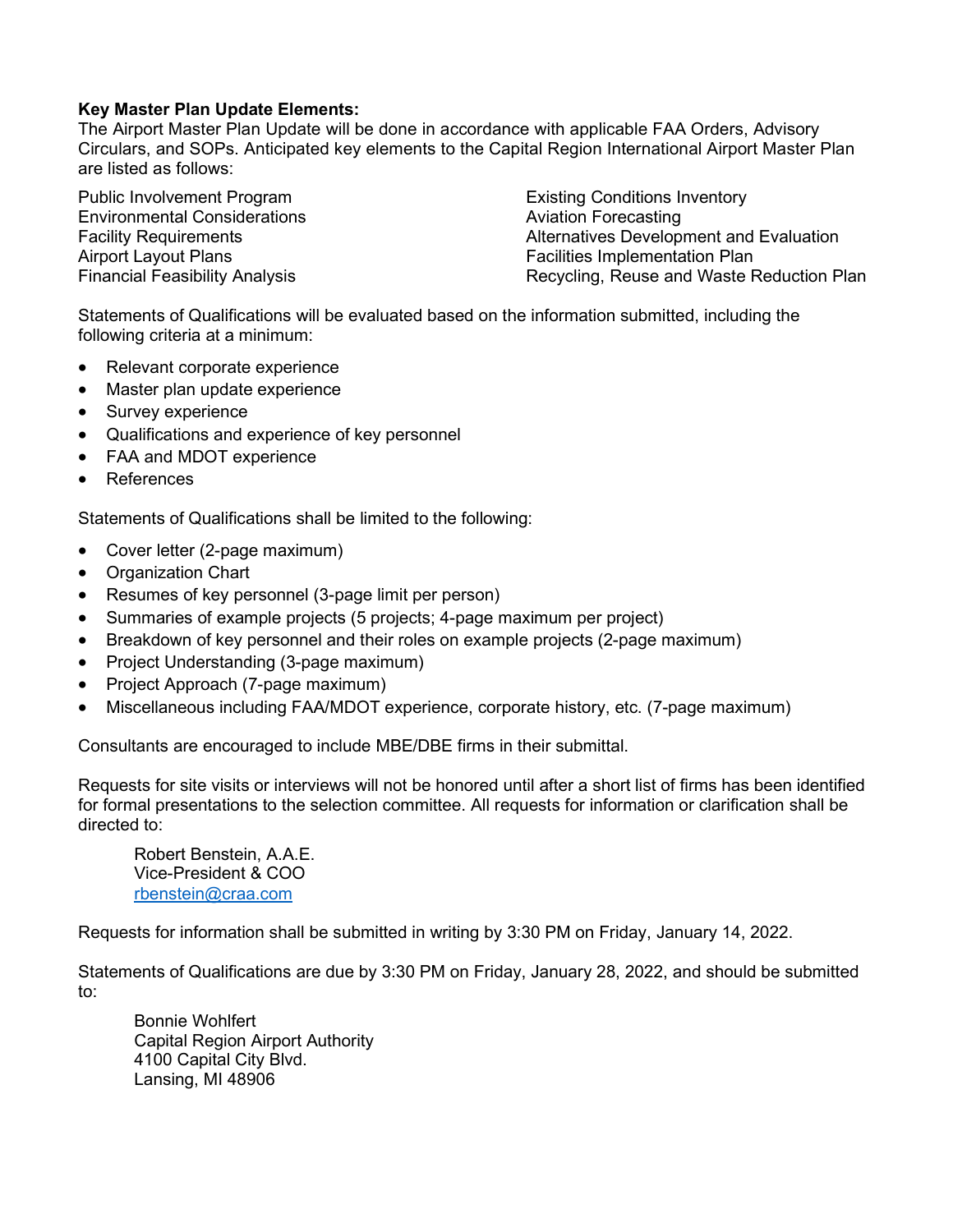**Key Master Plan Update Elements:**
The Airport Master Plan Update will be done in accordance with applicable FAA Orders, Advisory Circulars, and SOPs. Anticipated key elements to the Capital Region International Airport Master Plan are listed as follows:

Public Involvement Program
Environmental Considerations
Facility Requirements
Airport Layout Plans
Financial Feasibility Analysis
Existing Conditions Inventory
Aviation Forecasting
Alternatives Development and Evaluation
Facilities Implementation Plan
Recycling, Reuse and Waste Reduction Plan

Statements of Qualifications will be evaluated based on the information submitted, including the following criteria at a minimum:

- Relevant corporate experience
- Master plan update experience
- Survey experience
- Qualifications and experience of key personnel
- FAA and MDOT experience
- References

Statements of Qualifications shall be limited to the following:

- Cover letter (2-page maximum)
- Organization Chart
- Resumes of key personnel (3-page limit per person)
- Summaries of example projects (5 projects; 4-page maximum per project)
- Breakdown of key personnel and their roles on example projects (2-page maximum)
- Project Understanding (3-page maximum)
- Project Approach (7-page maximum)
- Miscellaneous including FAA/MDOT experience, corporate history, etc. (7-page maximum)

Consultants are encouraged to include MBE/DBE firms in their submittal.

Requests for site visits or interviews will not be honored until after a short list of firms has been identified for formal presentations to the selection committee. All requests for information or clarification shall be directed to:

Robert Benstein, A.A.E.
Vice-President & COO
rbenstein@craa.com

Requests for information shall be submitted in writing by 3:30 PM on Friday, January 14, 2022.

Statements of Qualifications are due by 3:30 PM on Friday, January 28, 2022, and should be submitted to:

Bonnie Wohlfert
Capital Region Airport Authority
4100 Capital City Blvd.
Lansing, MI 48906